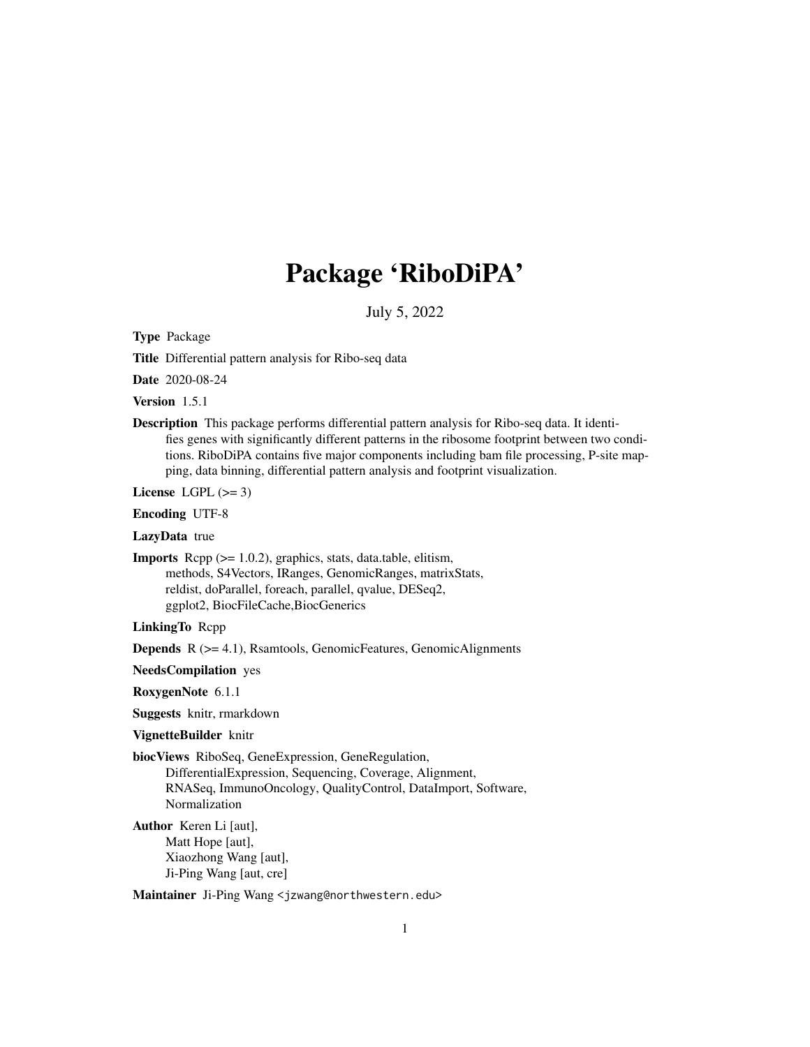# Package 'RiboDiPA'

July 5, 2022

**Type** Package

**Title** Differential pattern analysis for Ribo-seq data

**Date** 2020-08-24

**Version** 1.5.1

**Description** This package performs differential pattern analysis for Ribo-seq data. It identifies genes with significantly different patterns in the ribosome footprint between two conditions. RiboDiPA contains five major components including bam file processing, P-site mapping, data binning, differential pattern analysis and footprint visualization.

**License** LGPL (>= 3)

**Encoding** UTF-8

**LazyData** true

**Imports** Rcpp (>= 1.0.2), graphics, stats, data.table, elitism, methods, S4Vectors, IRanges, GenomicRanges, matrixStats, reldist, doParallel, foreach, parallel, qvalue, DESeq2, ggplot2, BiocFileCache,BiocGenerics

**LinkingTo** Rcpp

**Depends** R (>= 4.1), Rsamtools, GenomicFeatures, GenomicAlignments

**NeedsCompilation** yes

**RoxygenNote** 6.1.1

**Suggests** knitr, rmarkdown

**VignetteBuilder** knitr

**biocViews** RiboSeq, GeneExpression, GeneRegulation, DifferentialExpression, Sequencing, Coverage, Alignment, RNASeq, ImmunoOncology, QualityControl, DataImport, Software, Normalization

**Author** Keren Li [aut], Matt Hope [aut], Xiaozhong Wang [aut], Ji-Ping Wang [aut, cre]

**Maintainer** Ji-Ping Wang <jzwang@northwestern.edu>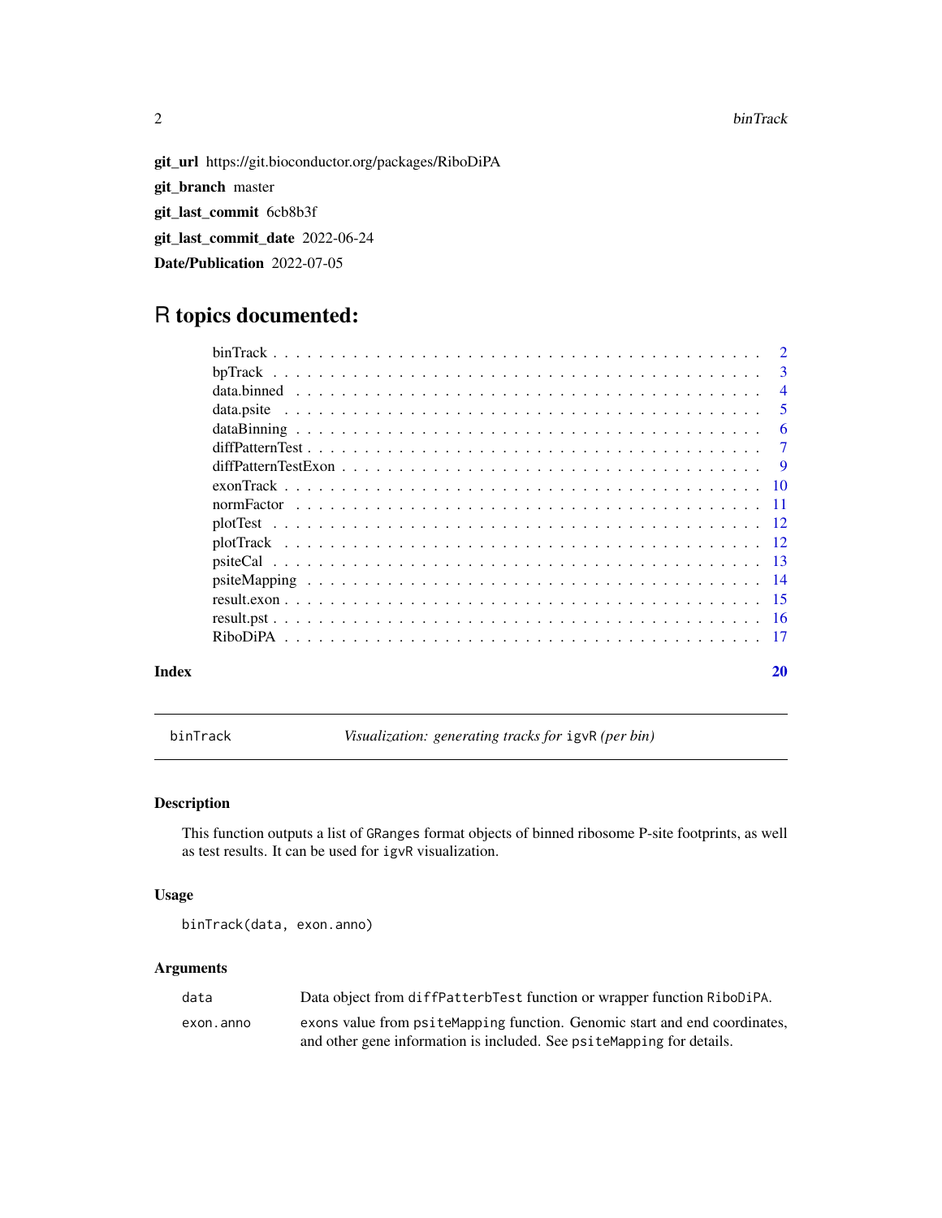**git_url** https://git.bioconductor.org/packages/RiboDiPA

**git_branch** master

**git_last_commit** 6cb8b3f

**git_last_commit_date** 2022-06-24

**Date/Publication** 2022-07-05

# R topics documented:

binTrack . . . . . . . . . . . . . . . . . . . . . . . . . . . . . . . . . . . . . . . . . 2
bpTrack . . . . . . . . . . . . . . . . . . . . . . . . . . . . . . . . . . . . . . . . . 3
data.binned . . . . . . . . . . . . . . . . . . . . . . . . . . . . . . . . . . . . . . . 4
data.psite . . . . . . . . . . . . . . . . . . . . . . . . . . . . . . . . . . . . . . . . 5
dataBinning . . . . . . . . . . . . . . . . . . . . . . . . . . . . . . . . . . . . . . . 6
diffPatternTest . . . . . . . . . . . . . . . . . . . . . . . . . . . . . . . . . . . . . 7
diffPatternTestExon . . . . . . . . . . . . . . . . . . . . . . . . . . . . . . . . . . 9
exonTrack . . . . . . . . . . . . . . . . . . . . . . . . . . . . . . . . . . . . . . . 10
normFactor . . . . . . . . . . . . . . . . . . . . . . . . . . . . . . . . . . . . . . 11
plotTest . . . . . . . . . . . . . . . . . . . . . . . . . . . . . . . . . . . . . . . . 12
plotTrack . . . . . . . . . . . . . . . . . . . . . . . . . . . . . . . . . . . . . . . 12
psiteCal . . . . . . . . . . . . . . . . . . . . . . . . . . . . . . . . . . . . . . . . 13
psiteMapping . . . . . . . . . . . . . . . . . . . . . . . . . . . . . . . . . . . . . . 14
result.exon . . . . . . . . . . . . . . . . . . . . . . . . . . . . . . . . . . . . . . . 15
result.pst . . . . . . . . . . . . . . . . . . . . . . . . . . . . . . . . . . . . . . . . 16
RiboDiPA . . . . . . . . . . . . . . . . . . . . . . . . . . . . . . . . . . . . . . . . 17

**Index** 20

---

`binTrack` *Visualization: generating tracks for* `igvR` *(per bin)*

---

### Description

This function outputs a list of `GRanges` format objects of binned ribosome P-site footprints, as well as test results. It can be used for `igvR` visualization.

### Usage

```
binTrack(data, exon.anno)
```

### Arguments

| | |
|---|---|
| `data` | Data object from `diffPatterbTest` function or wrapper function `RiboDiPA`. |
| `exon.anno` | `exons` value from `psiteMapping` function. Genomic start and end coordinates, and other gene information is included. See `psiteMapping` for details. |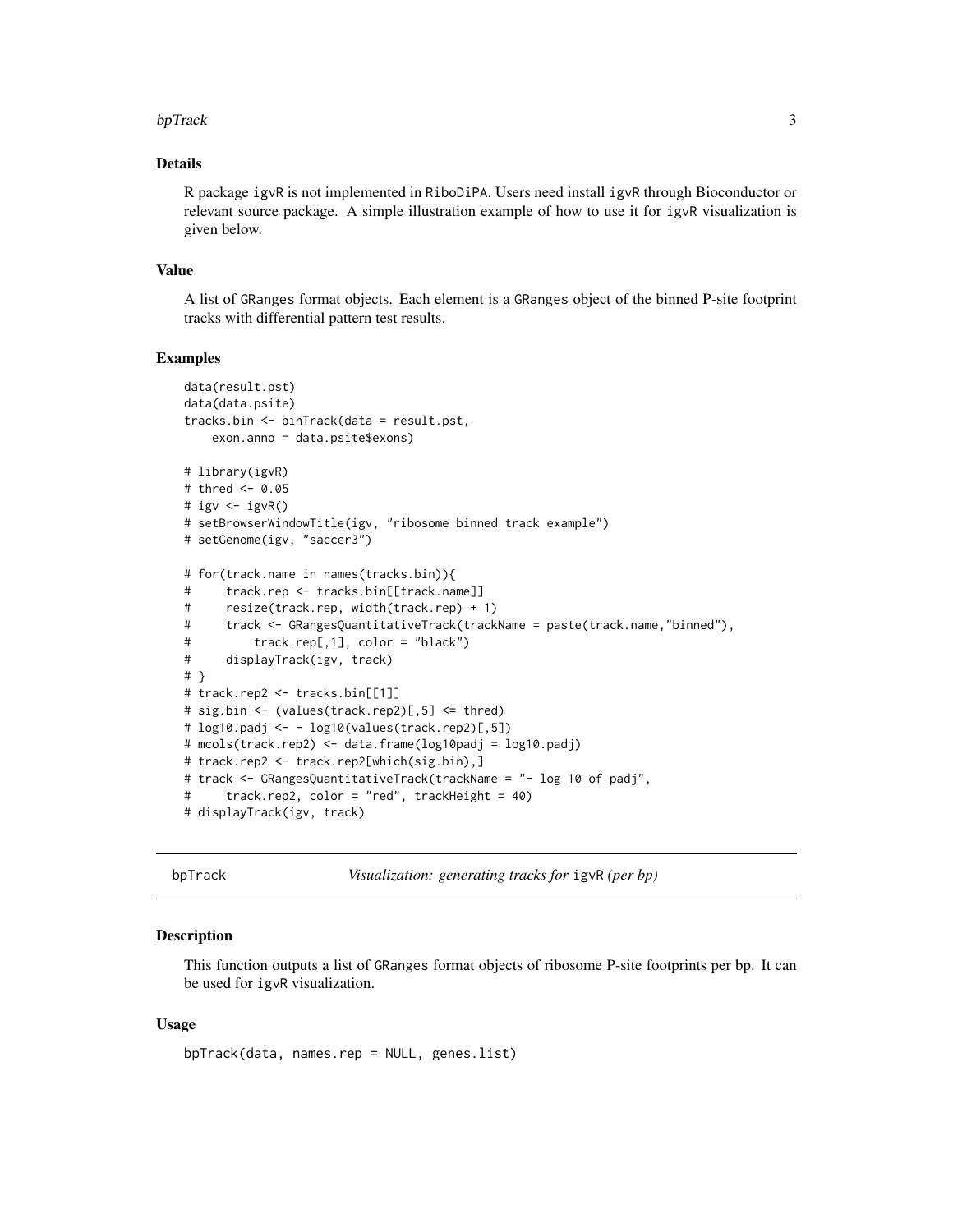## Details

R package igvR is not implemented in RiboDiPA. Users need install igvR through Bioconductor or relevant source package. A simple illustration example of how to use it for igvR visualization is given below.

## Value

A list of GRanges format objects. Each element is a GRanges object of the binned P-site footprint tracks with differential pattern test results.

## Examples

```
data(result.pst)
data(data.psite)
tracks.bin <- binTrack(data = result.pst,
    exon.anno = data.psite$exons)

# library(igvR)
# thred <- 0.05
# igv <- igvR()
# setBrowserWindowTitle(igv, "ribosome binned track example")
# setGenome(igv, "saccer3")

# for(track.name in names(tracks.bin)){
#     track.rep <- tracks.bin[[track.name]]
#     resize(track.rep, width(track.rep) + 1)
#     track <- GRangesQuantitativeTrack(trackName = paste(track.name,"binned"),
#         track.rep[,1], color = "black")
#     displayTrack(igv, track)
# }
# track.rep2 <- tracks.bin[[1]]
# sig.bin <- (values(track.rep2)[,5] <= thred)
# log10.padj <- - log10(values(track.rep2)[,5])
# mcols(track.rep2) <- data.frame(log10padj = log10.padj)
# track.rep2 <- track.rep2[which(sig.bin),]
# track <- GRangesQuantitativeTrack(trackName = "- log 10 of padj",
#     track.rep2, color = "red", trackHeight = 40)
# displayTrack(igv, track)
```

---

# bpTrack — *Visualization: generating tracks for* igvR *(per bp)*

## Description

This function outputs a list of GRanges format objects of ribosome P-site footprints per bp. It can be used for igvR visualization.

## Usage

```
bpTrack(data, names.rep = NULL, genes.list)
```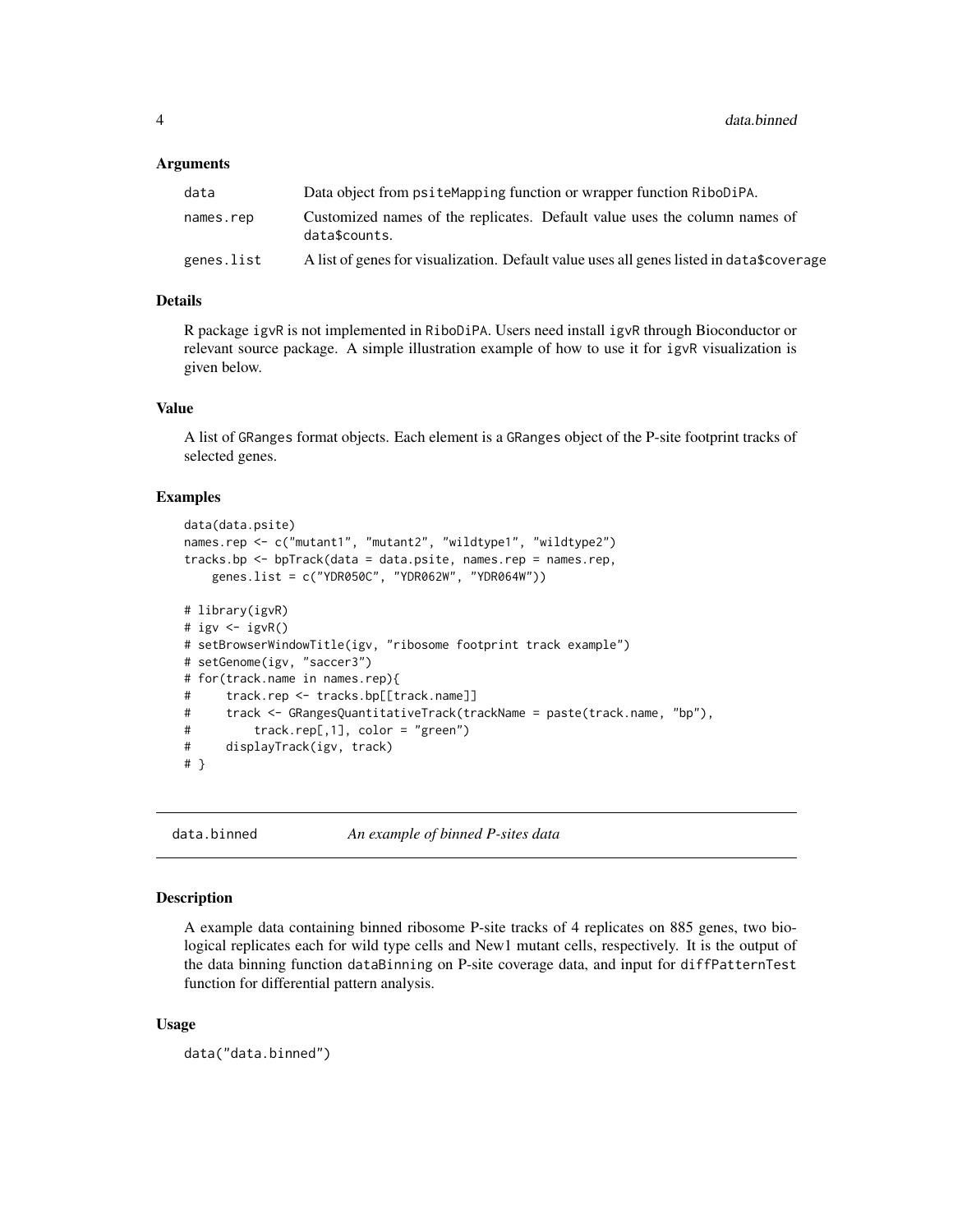### Arguments

| | |
|---|---|
| data | Data object from psiteMapping function or wrapper function RiboDiPA. |
| names.rep | Customized names of the replicates. Default value uses the column names of data$counts. |
| genes.list | A list of genes for visualization. Default value uses all genes listed in data$coverage |

### Details

R package igvR is not implemented in RiboDiPA. Users need install igvR through Bioconductor or relevant source package. A simple illustration example of how to use it for igvR visualization is given below.

### Value

A list of GRanges format objects. Each element is a GRanges object of the P-site footprint tracks of selected genes.

### Examples

```
data(data.psite)
names.rep <- c("mutant1", "mutant2", "wildtype1", "wildtype2")
tracks.bp <- bpTrack(data = data.psite, names.rep = names.rep,
    genes.list = c("YDR050C", "YDR062W", "YDR064W"))

# library(igvR)
# igv <- igvR()
# setBrowserWindowTitle(igv, "ribosome footprint track example")
# setGenome(igv, "saccer3")
# for(track.name in names.rep){
#     track.rep <- tracks.bp[[track.name]]
#     track <- GRangesQuantitativeTrack(trackName = paste(track.name, "bp"),
#         track.rep[,1], color = "green")
#     displayTrack(igv, track)
# }
```

## data.binned &nbsp;&nbsp;&nbsp; *An example of binned P-sites data*

### Description

A example data containing binned ribosome P-site tracks of 4 replicates on 885 genes, two biological replicates each for wild type cells and New1 mutant cells, respectively. It is the output of the data binning function dataBinning on P-site coverage data, and input for diffPatternTest function for differential pattern analysis.

### Usage

```
data("data.binned")
```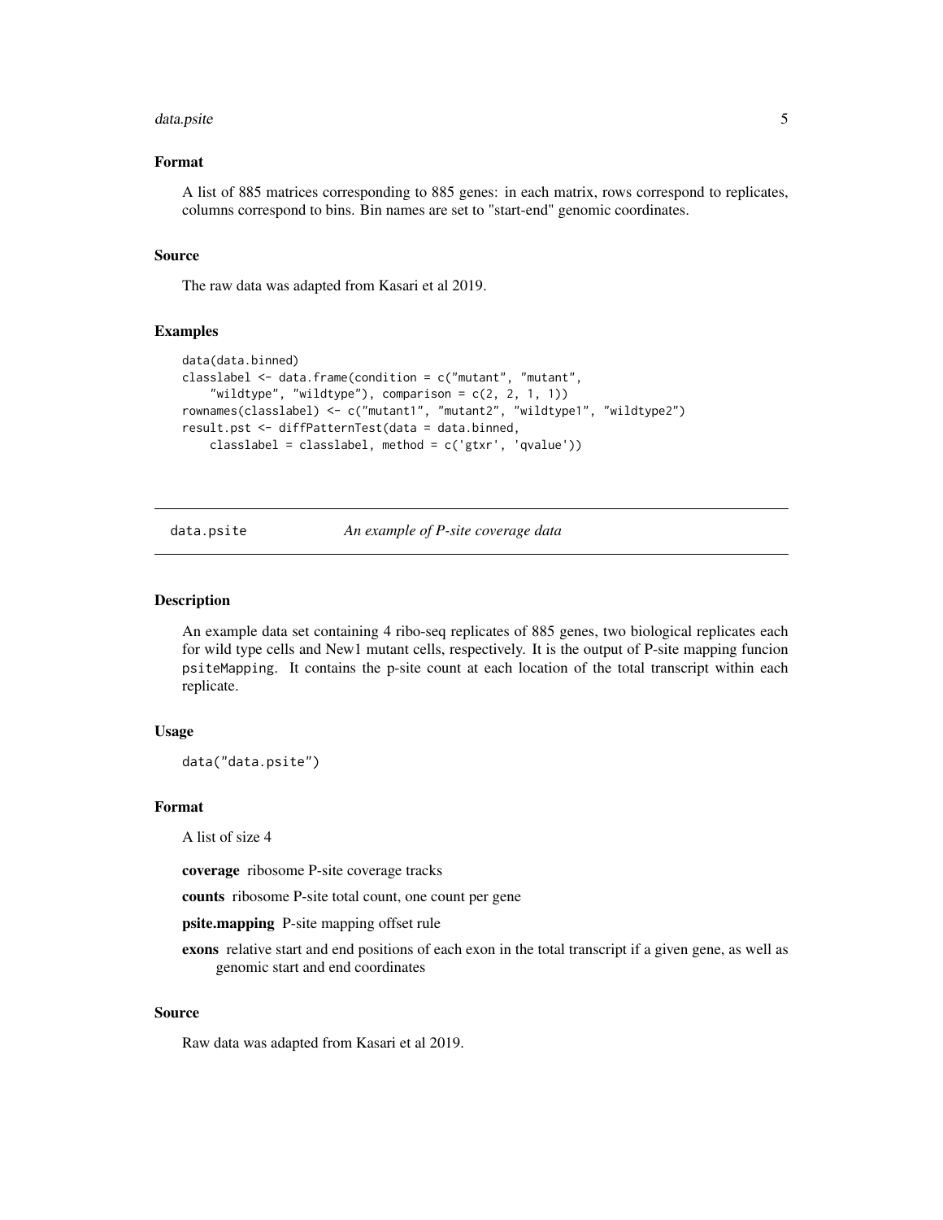### Format

A list of 885 matrices corresponding to 885 genes: in each matrix, rows correspond to replicates, columns correspond to bins. Bin names are set to "start-end" genomic coordinates.

### Source

The raw data was adapted from Kasari et al 2019.

### Examples

```
data(data.binned)
classlabel <- data.frame(condition = c("mutant", "mutant",
    "wildtype", "wildtype"), comparison = c(2, 2, 1, 1))
rownames(classlabel) <- c("mutant1", "mutant2", "wildtype1", "wildtype2")
result.pst <- diffPatternTest(data = data.binned,
    classlabel = classlabel, method = c('gtxr', 'qvalue'))
```

---

## data.psite *An example of P-site coverage data*

---

### Description

An example data set containing 4 ribo-seq replicates of 885 genes, two biological replicates each for wild type cells and New1 mutant cells, respectively. It is the output of P-site mapping funcion psiteMapping. It contains the p-site count at each location of the total transcript within each replicate.

### Usage

```
data("data.psite")
```

### Format

A list of size 4

**coverage** ribosome P-site coverage tracks

**counts** ribosome P-site total count, one count per gene

**psite.mapping** P-site mapping offset rule

**exons** relative start and end positions of each exon in the total transcript if a given gene, as well as genomic start and end coordinates

### Source

Raw data was adapted from Kasari et al 2019.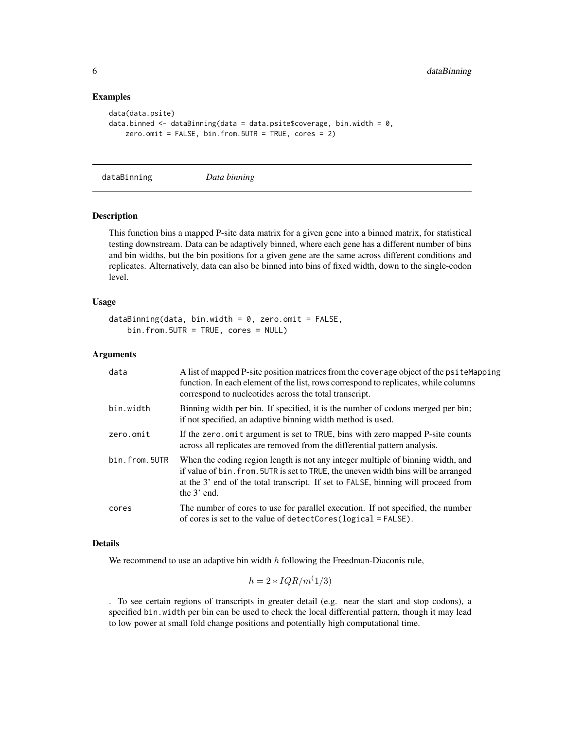### Examples

```
data(data.psite)
data.binned <- dataBinning(data = data.psite$coverage, bin.width = 0,
    zero.omit = FALSE, bin.from.5UTR = TRUE, cores = 2)
```

---

## dataBinning *Data binning*

---

### Description

This function bins a mapped P-site data matrix for a given gene into a binned matrix, for statistical testing downstream. Data can be adaptively binned, where each gene has a different number of bins and bin widths, but the bin positions for a given gene are the same across different conditions and replicates. Alternatively, data can also be binned into bins of fixed width, down to the single-codon level.

### Usage

```
dataBinning(data, bin.width = 0, zero.omit = FALSE,
    bin.from.5UTR = TRUE, cores = NULL)
```

### Arguments

| | |
|---|---|
| `data` | A list of mapped P-site position matrices from the `coverage` object of the `psiteMapping` function. In each element of the list, rows correspond to replicates, while columns correspond to nucleotides across the total transcript. |
| `bin.width` | Binning width per bin. If specified, it is the number of codons merged per bin; if not specified, an adaptive binning width method is used. |
| `zero.omit` | If the `zero.omit` argument is set to `TRUE`, bins with zero mapped P-site counts across all replicates are removed from the differential pattern analysis. |
| `bin.from.5UTR` | When the coding region length is not any integer multiple of binning width, and if value of `bin.from.5UTR` is set to `TRUE`, the uneven width bins will be arranged at the 3' end of the total transcript. If set to `FALSE`, binning will proceed from the 3' end. |
| `cores` | The number of cores to use for parallel execution. If not specified, the number of cores is set to the value of `detectCores(logical = FALSE)`. |

### Details

We recommend to use an adaptive bin width $h$ following the Freedman-Diaconis rule,

$$h = 2 * IQR/m^(1/3)$$

. To see certain regions of transcripts in greater detail (e.g. near the start and stop codons), a specified `bin.width` per bin can be used to check the local differential pattern, though it may lead to low power at small fold change positions and potentially high computational time.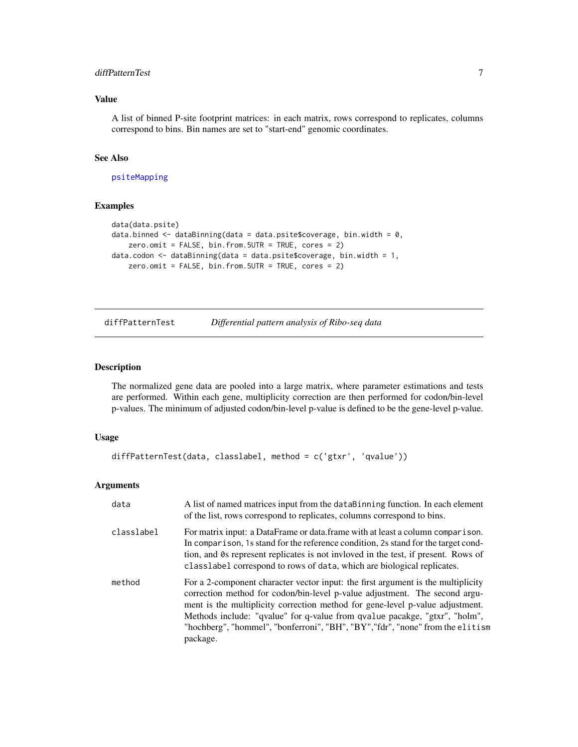### Value

A list of binned P-site footprint matrices: in each matrix, rows correspond to replicates, columns correspond to bins. Bin names are set to "start-end" genomic coordinates.

### See Also

psiteMapping

### Examples

```
data(data.psite)
data.binned <- dataBinning(data = data.psite$coverage, bin.width = 0,
    zero.omit = FALSE, bin.from.5UTR = TRUE, cores = 2)
data.codon <- dataBinning(data = data.psite$coverage, bin.width = 1,
    zero.omit = FALSE, bin.from.5UTR = TRUE, cores = 2)
```

---

## diffPatternTest &nbsp;&nbsp;&nbsp; *Differential pattern analysis of Ribo-seq data*

---

### Description

The normalized gene data are pooled into a large matrix, where parameter estimations and tests are performed. Within each gene, multiplicity correction are then performed for codon/bin-level p-values. The minimum of adjusted codon/bin-level p-value is defined to be the gene-level p-value.

### Usage

```
diffPatternTest(data, classlabel, method = c('gtxr', 'qvalue'))
```

### Arguments

| | |
|---|---|
| data | A list of named matrices input from the `dataBinning` function. In each element of the list, rows correspond to replicates, columns correspond to bins. |
| classlabel | For matrix input: a DataFrame or data.frame with at least a column `comparison`. In `comparison`, 1s stand for the reference condition, 2s stand for the target condtion, and 0s represent replicates is not invloved in the test, if present. Rows of `classlabel` correspond to rows of `data`, which are biological replicates. |
| method | For a 2-component character vector input: the first argument is the multiplicity correction method for codon/bin-level p-value adjustment. The second argument is the multiplicity correction method for gene-level p-value adjustment. Methods include: "qvalue" for q-value from `qvalue` pacakge, "gtxr", "holm", "hochberg", "hommel", "bonferroni", "BH", "BY","fdr", "none" from the `elitism` package. |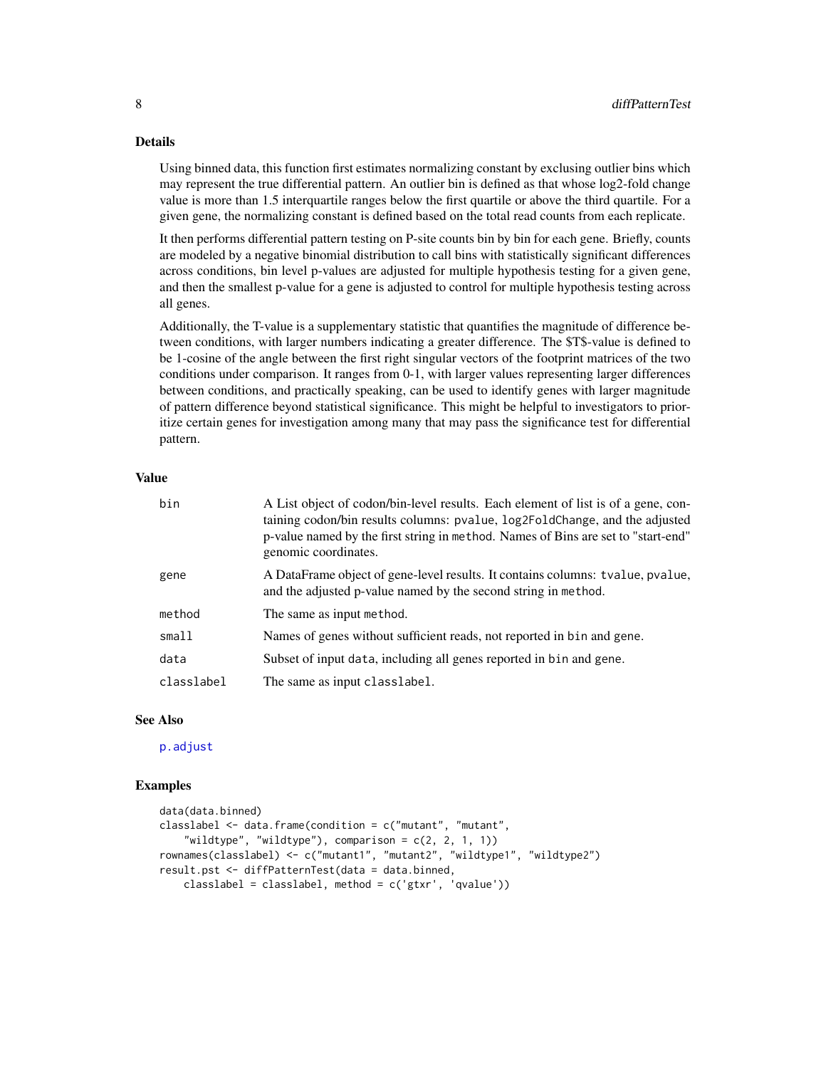## Details

Using binned data, this function first estimates normalizing constant by exclusing outlier bins which may represent the true differential pattern. An outlier bin is defined as that whose log2-fold change value is more than 1.5 interquartile ranges below the first quartile or above the third quartile. For a given gene, the normalizing constant is defined based on the total read counts from each replicate.

It then performs differential pattern testing on P-site counts bin by bin for each gene. Briefly, counts are modeled by a negative binomial distribution to call bins with statistically significant differences across conditions, bin level p-values are adjusted for multiple hypothesis testing for a given gene, and then the smallest p-value for a gene is adjusted to control for multiple hypothesis testing across all genes.

Additionally, the T-value is a supplementary statistic that quantifies the magnitude of difference between conditions, with larger numbers indicating a greater difference. The $T$-value is defined to be 1-cosine of the angle between the first right singular vectors of the footprint matrices of the two conditions under comparison. It ranges from 0-1, with larger values representing larger differences between conditions, and practically speaking, can be used to identify genes with larger magnitude of pattern difference beyond statistical significance. This might be helpful to investigators to prioritize certain genes for investigation among many that may pass the significance test for differential pattern.

## Value

| | |
|---|---|
| `bin` | A List object of codon/bin-level results. Each element of list is of a gene, containing codon/bin results columns: `pvalue`, `log2FoldChange`, and the adjusted p-value named by the first string in `method`. Names of Bins are set to "start-end" genomic coordinates. |
| `gene` | A DataFrame object of gene-level results. It contains columns: `tvalue`, `pvalue`, and the adjusted p-value named by the second string in `method`. |
| `method` | The same as input `method`. |
| `small` | Names of genes without sufficient reads, not reported in `bin` and `gene`. |
| `data` | Subset of input `data`, including all genes reported in `bin` and `gene`. |
| `classlabel` | The same as input `classlabel`. |

## See Also

p.adjust

## Examples

```
data(data.binned)
classlabel <- data.frame(condition = c("mutant", "mutant",
    "wildtype", "wildtype"), comparison = c(2, 2, 1, 1))
rownames(classlabel) <- c("mutant1", "mutant2", "wildtype1", "wildtype2")
result.pst <- diffPatternTest(data = data.binned,
    classlabel = classlabel, method = c('gtxr', 'qvalue'))
```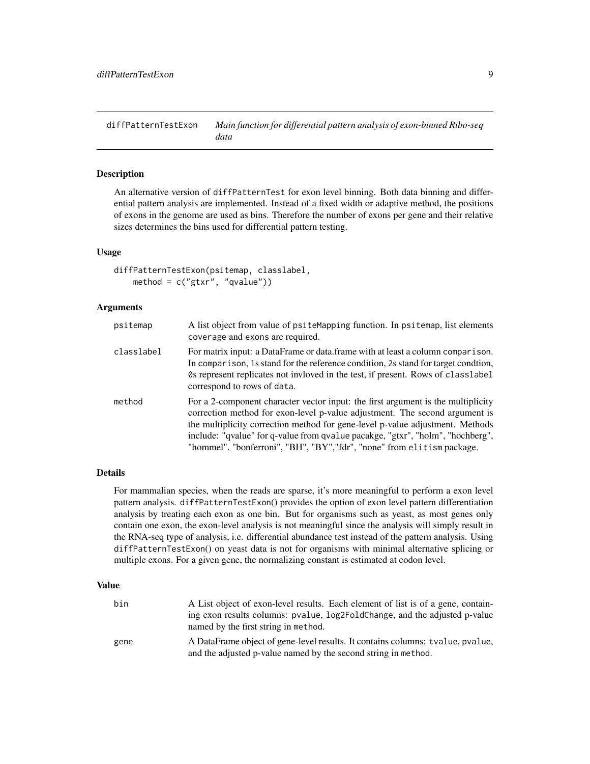diffPatternTestExon *Main function for differential pattern analysis of exon-binned Ribo-seq data*

## Description

An alternative version of `diffPatternTest` for exon level binning. Both data binning and differential pattern analysis are implemented. Instead of a fixed width or adaptive method, the positions of exons in the genome are used as bins. Therefore the number of exons per gene and their relative sizes determines the bins used for differential pattern testing.

## Usage

```
diffPatternTestExon(psitemap, classlabel,
    method = c("gtxr", "qvalue"))
```

## Arguments

| | |
|---|---|
| psitemap | A list object from value of `psiteMapping` function. In `psitemap`, list elements `coverage` and `exons` are required. |
| classlabel | For matrix input: a DataFrame or data.frame with at least a column `comparison`. In `comparison`, 1s stand for the reference condition, 2s stand for target condtion, 0s represent replicates not invloved in the test, if present. Rows of `classlabel` correspond to rows of `data`. |
| method | For a 2-component character vector input: the first argument is the multiplicity correction method for exon-level p-value adjustment. The second argument is the multiplicity correction method for gene-level p-value adjustment. Methods include: "qvalue" for q-value from `qvalue` pacakge, "gtxr", "holm", "hochberg", "hommel", "bonferroni", "BH", "BY","fdr", "none" from `elitism` package. |

## Details

For mammalian species, when the reads are sparse, it's more meaningful to perform a exon level pattern analysis. `diffPatternTestExon()` provides the option of exon level pattern differentiation analysis by treating each exon as one bin. But for organisms such as yeast, as most genes only contain one exon, the exon-level analysis is not meaningful since the analysis will simply result in the RNA-seq type of analysis, i.e. differential abundance test instead of the pattern analysis. Using `diffPatternTestExon()` on yeast data is not for organisms with minimal alternative splicing or multiple exons. For a given gene, the normalizing constant is estimated at codon level.

## Value

| | |
|---|---|
| bin | A List object of exon-level results. Each element of list is of a gene, containing exon results columns: `pvalue`, `log2FoldChange`, and the adjusted p-value named by the first string in `method`. |
| gene | A DataFrame object of gene-level results. It contains columns: `tvalue`, `pvalue`, and the adjusted p-value named by the second string in `method`. |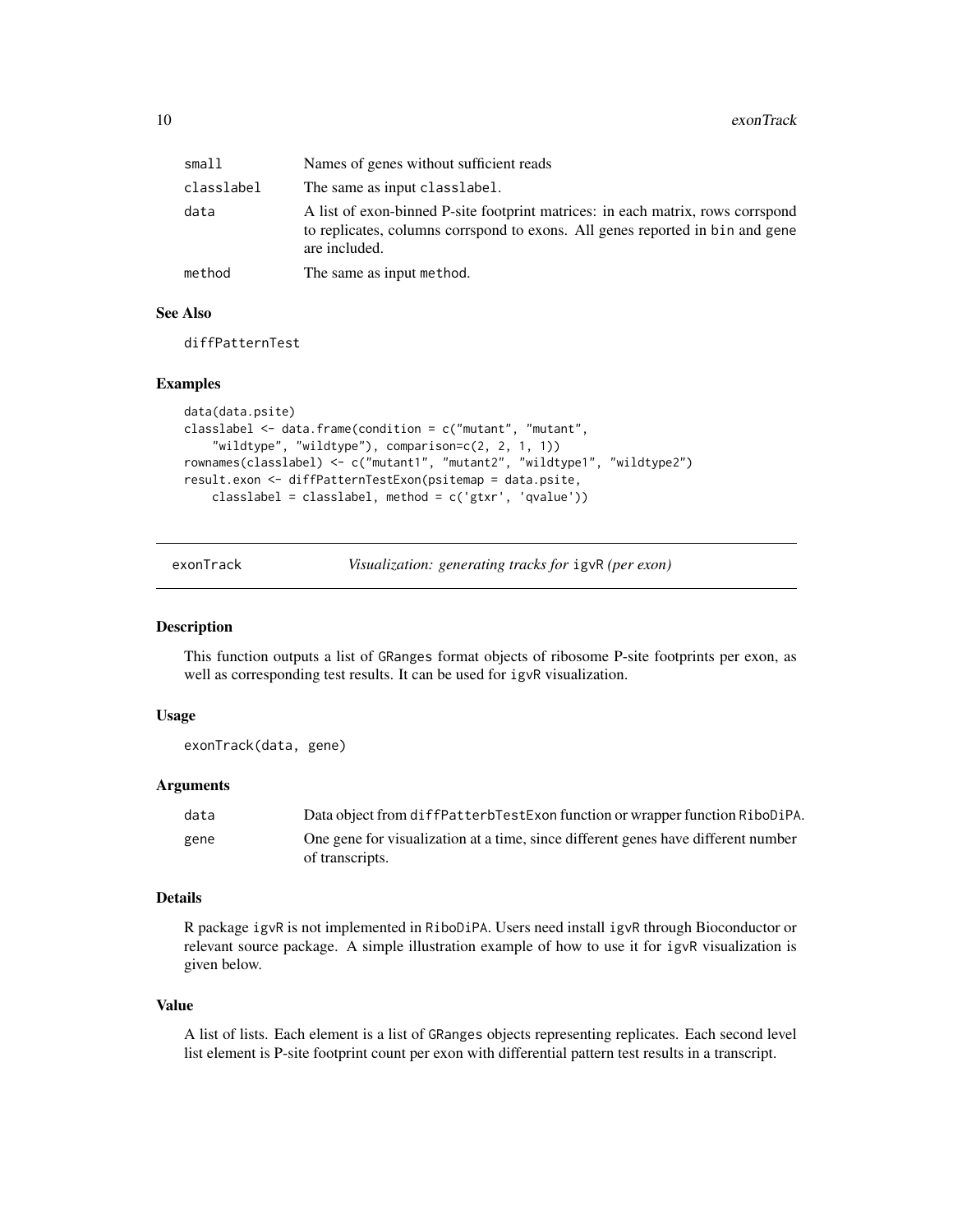| | |
|---|---|
| small | Names of genes without sufficient reads |
| classlabel | The same as input classlabel. |
| data | A list of exon-binned P-site footprint matrices: in each matrix, rows corrspond to replicates, columns corrspond to exons. All genes reported in bin and gene are included. |
| method | The same as input method. |

### See Also

diffPatternTest

### Examples

```
data(data.psite)
classlabel <- data.frame(condition = c("mutant", "mutant",
    "wildtype", "wildtype"), comparison=c(2, 2, 1, 1))
rownames(classlabel) <- c("mutant1", "mutant2", "wildtype1", "wildtype2")
result.exon <- diffPatternTestExon(psitemap = data.psite,
    classlabel = classlabel, method = c('gtxr', 'qvalue'))
```

## exonTrack *Visualization: generating tracks for* igvR *(per exon)*

### Description

This function outputs a list of GRanges format objects of ribosome P-site footprints per exon, as well as corresponding test results. It can be used for igvR visualization.

### Usage

```
exonTrack(data, gene)
```

### Arguments

| | |
|---|---|
| data | Data object from diffPatterbTestExon function or wrapper function RiboDiPA. |
| gene | One gene for visualization at a time, since different genes have different number of transcripts. |

### Details

R package igvR is not implemented in RiboDiPA. Users need install igvR through Bioconductor or relevant source package. A simple illustration example of how to use it for igvR visualization is given below.

### Value

A list of lists. Each element is a list of GRanges objects representing replicates. Each second level list element is P-site footprint count per exon with differential pattern test results in a transcript.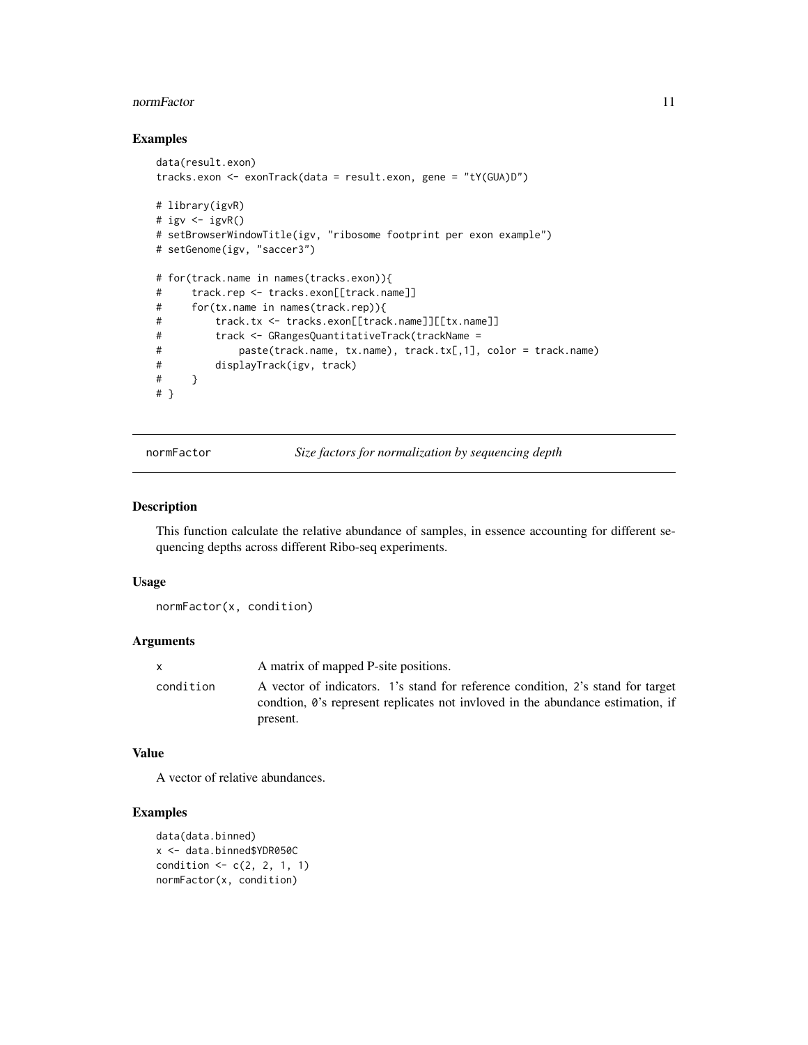### Examples

```
data(result.exon)
tracks.exon <- exonTrack(data = result.exon, gene = "tY(GUA)D")

# library(igvR)
# igv <- igvR()
# setBrowserWindowTitle(igv, "ribosome footprint per exon example")
# setGenome(igv, "saccer3")

# for(track.name in names(tracks.exon)){
#     track.rep <- tracks.exon[[track.name]]
#     for(tx.name in names(track.rep)){
#         track.tx <- tracks.exon[[track.name]][[tx.name]]
#         track <- GRangesQuantitativeTrack(trackName =
#             paste(track.name, tx.name), track.tx[,1], color = track.name)
#         displayTrack(igv, track)
#     }
# }
```

---

## normFactor — *Size factors for normalization by sequencing depth*

### Description

This function calculate the relative abundance of samples, in essence accounting for different sequencing depths across different Ribo-seq experiments.

### Usage

```
normFactor(x, condition)
```

### Arguments

| | |
|---|---|
| `x` | A matrix of mapped P-site positions. |
| `condition` | A vector of indicators. `1`'s stand for reference condition, `2`'s stand for target condtion, `0`'s represent replicates not invloved in the abundance estimation, if present. |

### Value

A vector of relative abundances.

### Examples

```
data(data.binned)
x <- data.binned$YDR050C
condition <- c(2, 2, 1, 1)
normFactor(x, condition)
```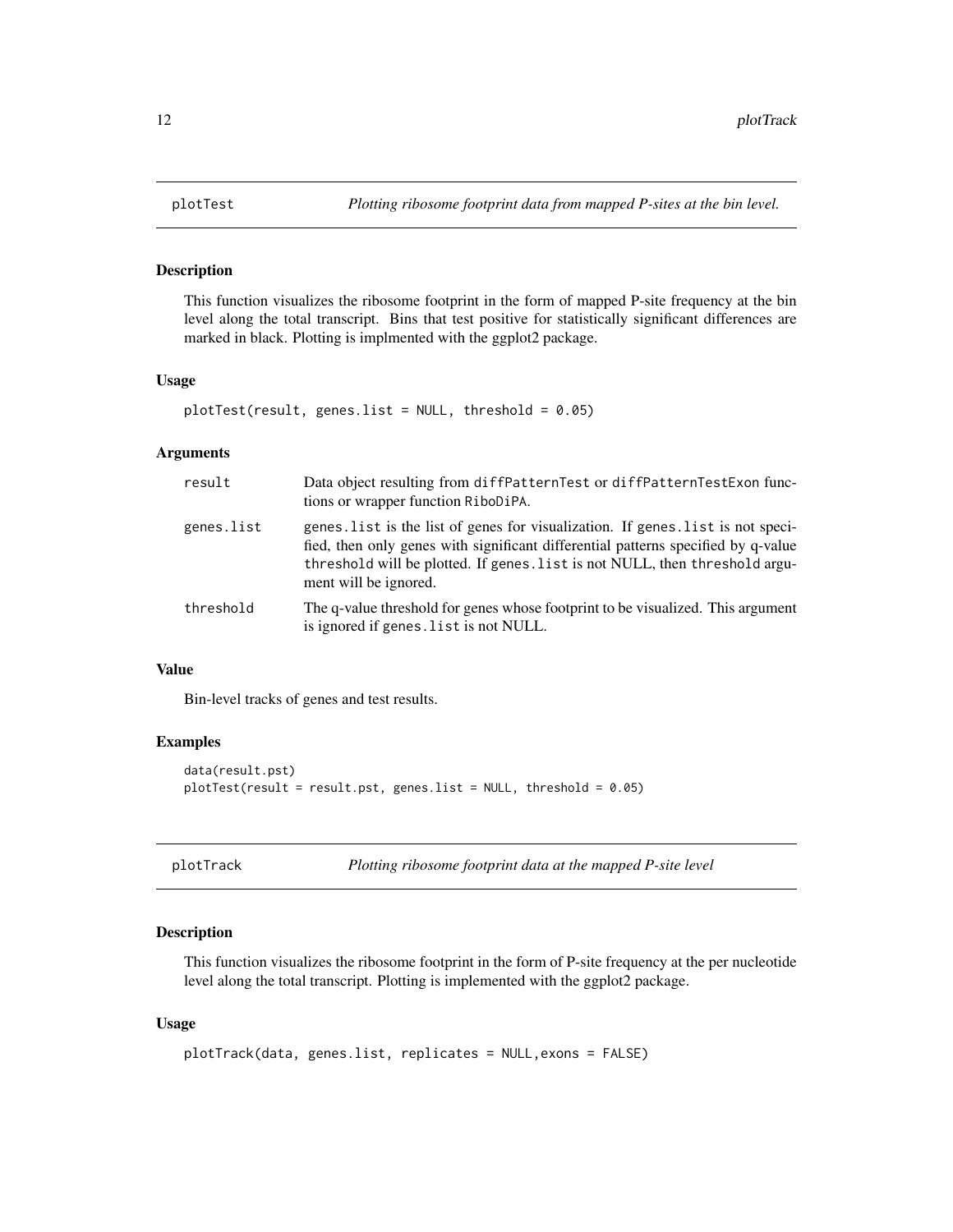## plotTest — *Plotting ribosome footprint data from mapped P-sites at the bin level.*

### Description

This function visualizes the ribosome footprint in the form of mapped P-site frequency at the bin level along the total transcript. Bins that test positive for statistically significant differences are marked in black. Plotting is implmented with the ggplot2 package.

### Usage

```
plotTest(result, genes.list = NULL, threshold = 0.05)
```

### Arguments

| | |
|---|---|
| `result` | Data object resulting from `diffPatternTest` or `diffPatternTestExon` functions or wrapper function `RiboDiPA`. |
| `genes.list` | `genes.list` is the list of genes for visualization. If `genes.list` is not specified, then only genes with significant differential patterns specified by q-value `threshold` will be plotted. If `genes.list` is not NULL, then `threshold` argument will be ignored. |
| `threshold` | The q-value threshold for genes whose footprint to be visualized. This argument is ignored if `genes.list` is not NULL. |

### Value

Bin-level tracks of genes and test results.

### Examples

```
data(result.pst)
plotTest(result = result.pst, genes.list = NULL, threshold = 0.05)
```

## plotTrack — *Plotting ribosome footprint data at the mapped P-site level*

### Description

This function visualizes the ribosome footprint in the form of P-site frequency at the per nucleotide level along the total transcript. Plotting is implemented with the ggplot2 package.

### Usage

```
plotTrack(data, genes.list, replicates = NULL,exons = FALSE)
```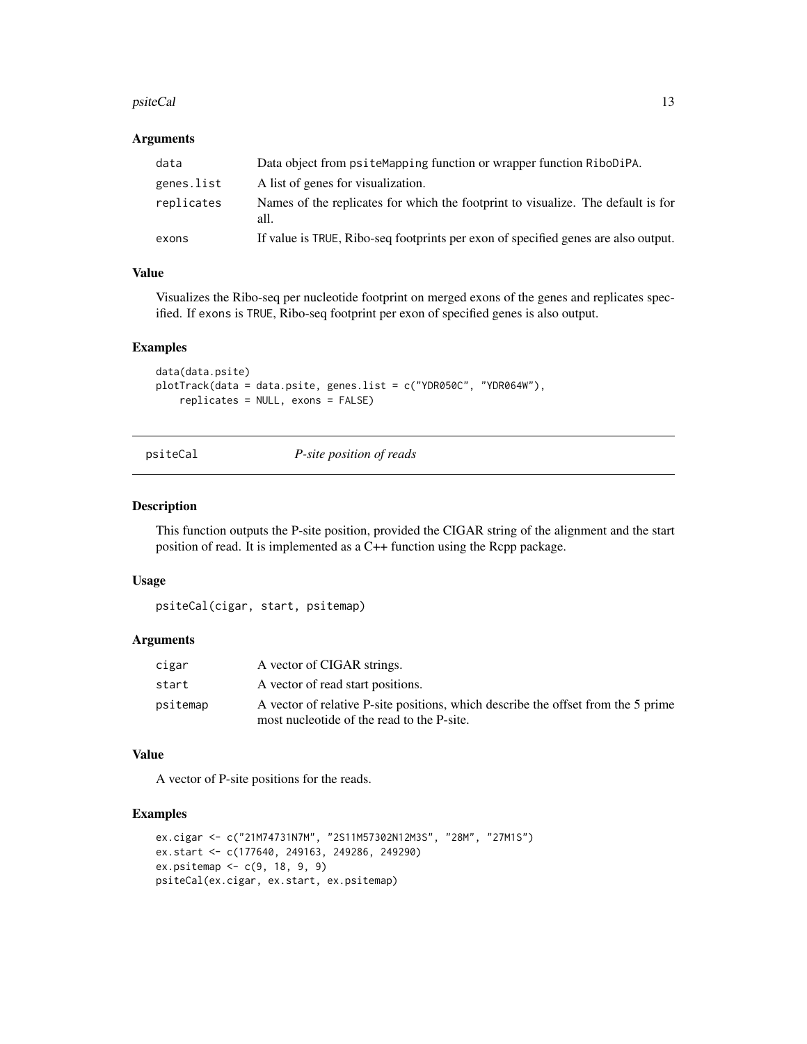### Arguments

| | |
|---|---|
| data | Data object from psiteMapping function or wrapper function RiboDiPA. |
| genes.list | A list of genes for visualization. |
| replicates | Names of the replicates for which the footprint to visualize. The default is for all. |
| exons | If value is TRUE, Ribo-seq footprints per exon of specified genes are also output. |

### Value

Visualizes the Ribo-seq per nucleotide footprint on merged exons of the genes and replicates specified. If exons is TRUE, Ribo-seq footprint per exon of specified genes is also output.

### Examples

```
data(data.psite)
plotTrack(data = data.psite, genes.list = c("YDR050C", "YDR064W"),
    replicates = NULL, exons = FALSE)
```

---

## psiteCal *P-site position of reads*

### Description

This function outputs the P-site position, provided the CIGAR string of the alignment and the start position of read. It is implemented as a C++ function using the Rcpp package.

### Usage

```
psiteCal(cigar, start, psitemap)
```

### Arguments

| | |
|---|---|
| cigar | A vector of CIGAR strings. |
| start | A vector of read start positions. |
| psitemap | A vector of relative P-site positions, which describe the offset from the 5 prime most nucleotide of the read to the P-site. |

### Value

A vector of P-site positions for the reads.

### Examples

```
ex.cigar <- c("21M74731N7M", "2S11M57302N12M3S", "28M", "27M1S")
ex.start <- c(177640, 249163, 249286, 249290)
ex.psitemap <- c(9, 18, 9, 9)
psiteCal(ex.cigar, ex.start, ex.psitemap)
```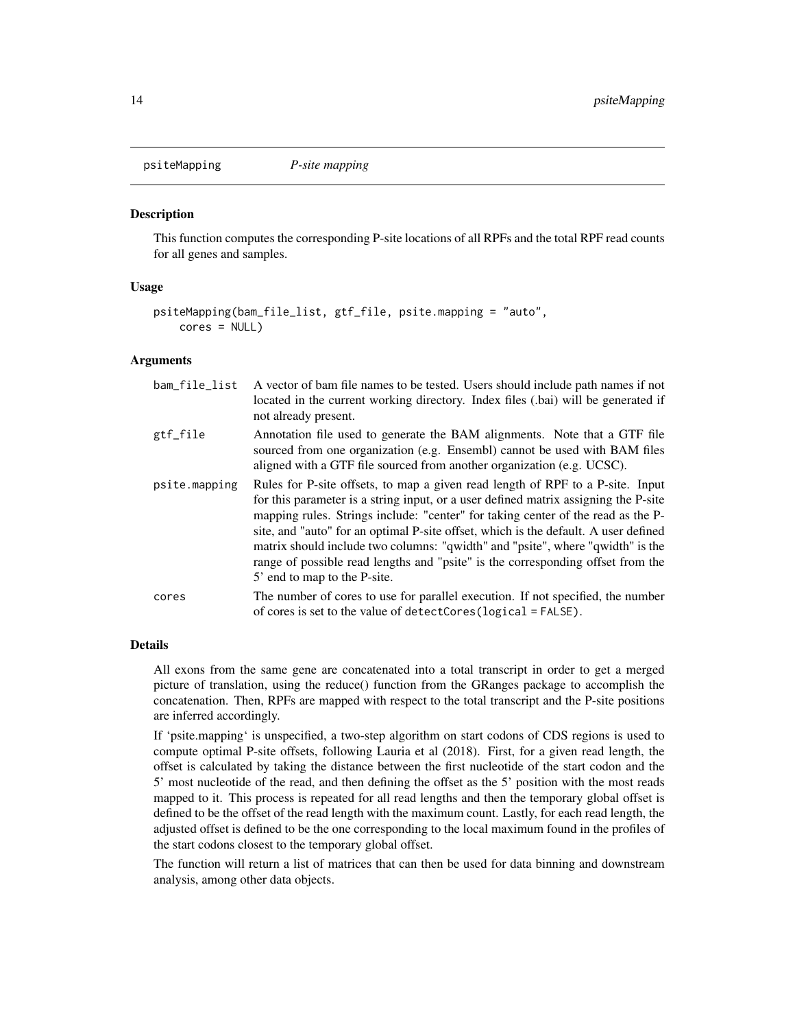## psiteMapping *P-site mapping*

### Description

This function computes the corresponding P-site locations of all RPFs and the total RPF read counts for all genes and samples.

### Usage

```
psiteMapping(bam_file_list, gtf_file, psite.mapping = "auto",
    cores = NULL)
```

### Arguments

| | |
|---|---|
| bam_file_list | A vector of bam file names to be tested. Users should include path names if not located in the current working directory. Index files (.bai) will be generated if not already present. |
| gtf_file | Annotation file used to generate the BAM alignments. Note that a GTF file sourced from one organization (e.g. Ensembl) cannot be used with BAM files aligned with a GTF file sourced from another organization (e.g. UCSC). |
| psite.mapping | Rules for P-site offsets, to map a given read length of RPF to a P-site. Input for this parameter is a string input, or a user defined matrix assigning the P-site mapping rules. Strings include: "center" for taking center of the read as the P-site, and "auto" for an optimal P-site offset, which is the default. A user defined matrix should include two columns: "qwidth" and "psite", where "qwidth" is the range of possible read lengths and "psite" is the corresponding offset from the 5' end to map to the P-site. |
| cores | The number of cores to use for parallel execution. If not specified, the number of cores is set to the value of `detectCores(logical = FALSE)`. |

### Details

All exons from the same gene are concatenated into a total transcript in order to get a merged picture of translation, using the reduce() function from the GRanges package to accomplish the concatenation. Then, RPFs are mapped with respect to the total transcript and the P-site positions are inferred accordingly.

If 'psite.mapping' is unspecified, a two-step algorithm on start codons of CDS regions is used to compute optimal P-site offsets, following Lauria et al (2018). First, for a given read length, the offset is calculated by taking the distance between the first nucleotide of the start codon and the 5' most nucleotide of the read, and then defining the offset as the 5' position with the most reads mapped to it. This process is repeated for all read lengths and then the temporary global offset is defined to be the offset of the read length with the maximum count. Lastly, for each read length, the adjusted offset is defined to be the one corresponding to the local maximum found in the profiles of the start codons closest to the temporary global offset.

The function will return a list of matrices that can then be used for data binning and downstream analysis, among other data objects.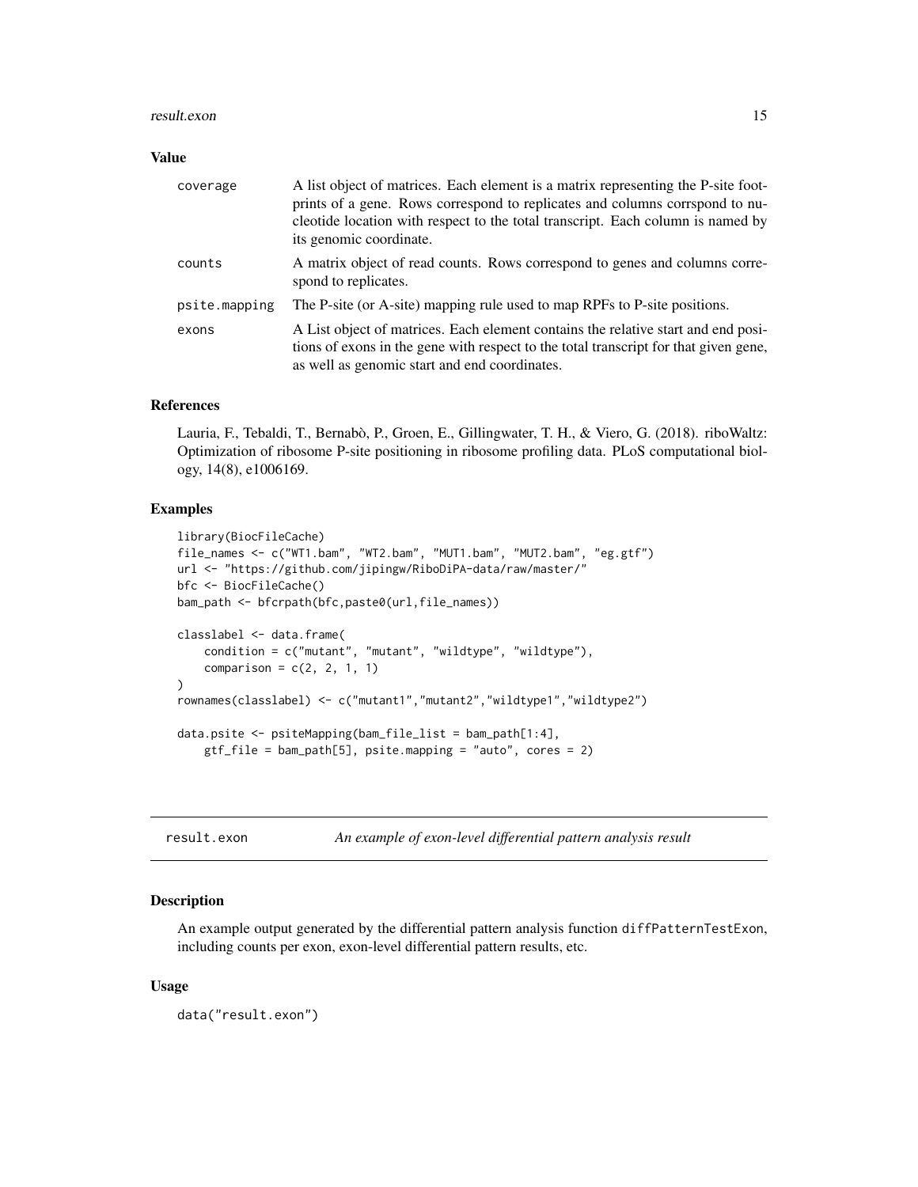## Value

| | |
|---|---|
| coverage | A list object of matrices. Each element is a matrix representing the P-site footprints of a gene. Rows correspond to replicates and columns corrspond to nucleotide location with respect to the total transcript. Each column is named by its genomic coordinate. |
| counts | A matrix object of read counts. Rows correspond to genes and columns correspond to replicates. |
| psite.mapping | The P-site (or A-site) mapping rule used to map RPFs to P-site positions. |
| exons | A List object of matrices. Each element contains the relative start and end positions of exons in the gene with respect to the total transcript for that given gene, as well as genomic start and end coordinates. |

## References

Lauria, F., Tebaldi, T., Bernabò, P., Groen, E., Gillingwater, T. H., & Viero, G. (2018). riboWaltz: Optimization of ribosome P-site positioning in ribosome profiling data. PLoS computational biology, 14(8), e1006169.

## Examples

```
library(BiocFileCache)
file_names <- c("WT1.bam", "WT2.bam", "MUT1.bam", "MUT2.bam", "eg.gtf")
url <- "https://github.com/jipingw/RiboDiPA-data/raw/master/"
bfc <- BiocFileCache()
bam_path <- bfcrpath(bfc,paste0(url,file_names))

classlabel <- data.frame(
    condition = c("mutant", "mutant", "wildtype", "wildtype"),
    comparison = c(2, 2, 1, 1)
)
rownames(classlabel) <- c("mutant1","mutant2","wildtype1","wildtype2")

data.psite <- psiteMapping(bam_file_list = bam_path[1:4],
    gtf_file = bam_path[5], psite.mapping = "auto", cores = 2)
```

---

# result.exon — *An example of exon-level differential pattern analysis result*

## Description

An example output generated by the differential pattern analysis function diffPatternTestExon, including counts per exon, exon-level differential pattern results, etc.

## Usage

```
data("result.exon")
```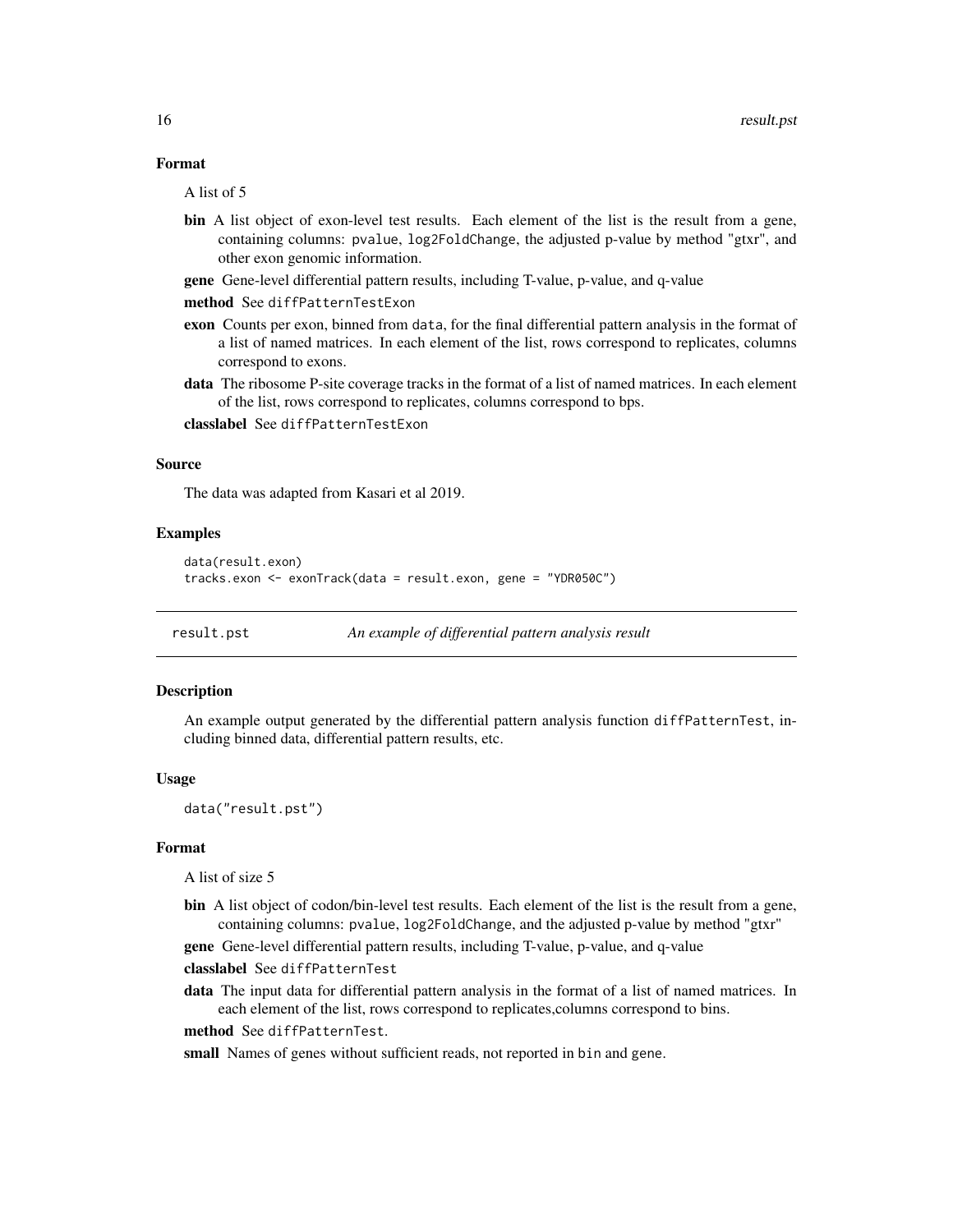### Format

A list of 5

- **bin** A list object of exon-level test results. Each element of the list is the result from a gene, containing columns: `pvalue`, `log2FoldChange`, the adjusted p-value by method "gtxr", and other exon genomic information.
- **gene** Gene-level differential pattern results, including T-value, p-value, and q-value
- **method** See `diffPatternTestExon`
- **exon** Counts per exon, binned from `data`, for the final differential pattern analysis in the format of a list of named matrices. In each element of the list, rows correspond to replicates, columns correspond to exons.
- **data** The ribosome P-site coverage tracks in the format of a list of named matrices. In each element of the list, rows correspond to replicates, columns correspond to bps.
- **classlabel** See `diffPatternTestExon`

### Source

The data was adapted from Kasari et al 2019.

### Examples

```
data(result.exon)
tracks.exon <- exonTrack(data = result.exon, gene = "YDR050C")
```

## result.pst *An example of differential pattern analysis result*

### Description

An example output generated by the differential pattern analysis function `diffPatternTest`, including binned data, differential pattern results, etc.

### Usage

```
data("result.pst")
```

### Format

A list of size 5

- **bin** A list object of codon/bin-level test results. Each element of the list is the result from a gene, containing columns: `pvalue`, `log2FoldChange`, and the adjusted p-value by method "gtxr"
- **gene** Gene-level differential pattern results, including T-value, p-value, and q-value
- **classlabel** See `diffPatternTest`
- **data** The input data for differential pattern analysis in the format of a list of named matrices. In each element of the list, rows correspond to replicates,columns correspond to bins.
- **method** See `diffPatternTest`.
- **small** Names of genes without sufficient reads, not reported in `bin` and `gene`.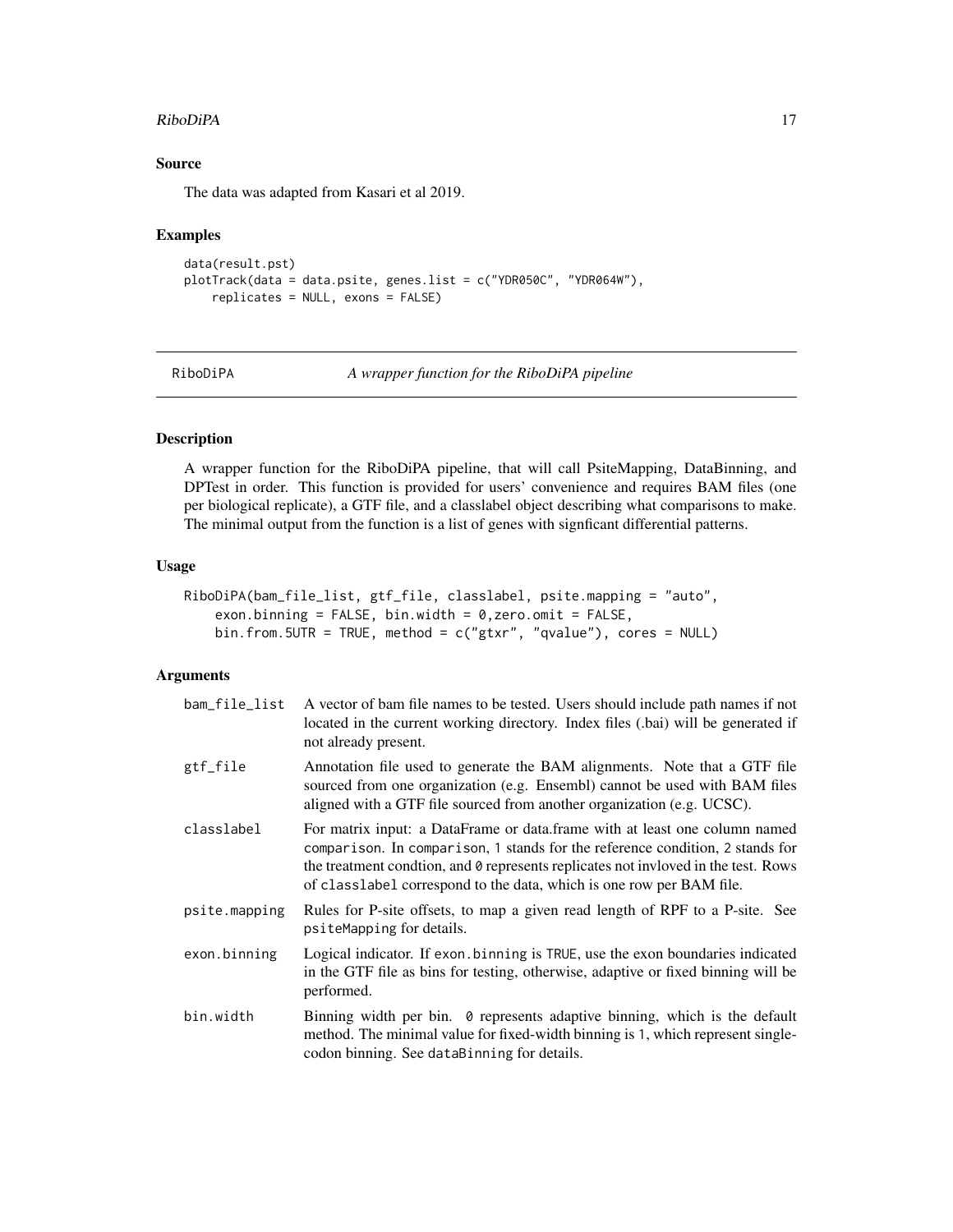### Source

The data was adapted from Kasari et al 2019.

### Examples

```
data(result.pst)
plotTrack(data = data.psite, genes.list = c("YDR050C", "YDR064W"),
    replicates = NULL, exons = FALSE)
```

---

## RiboDiPA — *A wrapper function for the RiboDiPA pipeline*

---

### Description

A wrapper function for the RiboDiPA pipeline, that will call PsiteMapping, DataBinning, and DPTest in order. This function is provided for users' convenience and requires BAM files (one per biological replicate), a GTF file, and a classlabel object describing what comparisons to make. The minimal output from the function is a list of genes with signficant differential patterns.

### Usage

```
RiboDiPA(bam_file_list, gtf_file, classlabel, psite.mapping = "auto",
    exon.binning = FALSE, bin.width = 0,zero.omit = FALSE,
    bin.from.5UTR = TRUE, method = c("gtxr", "qvalue"), cores = NULL)
```

### Arguments

| | |
|---|---|
| bam_file_list | A vector of bam file names to be tested. Users should include path names if not located in the current working directory. Index files (.bai) will be generated if not already present. |
| gtf_file | Annotation file used to generate the BAM alignments. Note that a GTF file sourced from one organization (e.g. Ensembl) cannot be used with BAM files aligned with a GTF file sourced from another organization (e.g. UCSC). |
| classlabel | For matrix input: a DataFrame or data.frame with at least one column named comparison. In comparison, 1 stands for the reference condition, 2 stands for the treatment condtion, and 0 represents replicates not invloved in the test. Rows of classlabel correspond to the data, which is one row per BAM file. |
| psite.mapping | Rules for P-site offsets, to map a given read length of RPF to a P-site. See psiteMapping for details. |
| exon.binning | Logical indicator. If exon.binning is TRUE, use the exon boundaries indicated in the GTF file as bins for testing, otherwise, adaptive or fixed binning will be performed. |
| bin.width | Binning width per bin. 0 represents adaptive binning, which is the default method. The minimal value for fixed-width binning is 1, which represent single-codon binning. See dataBinning for details. |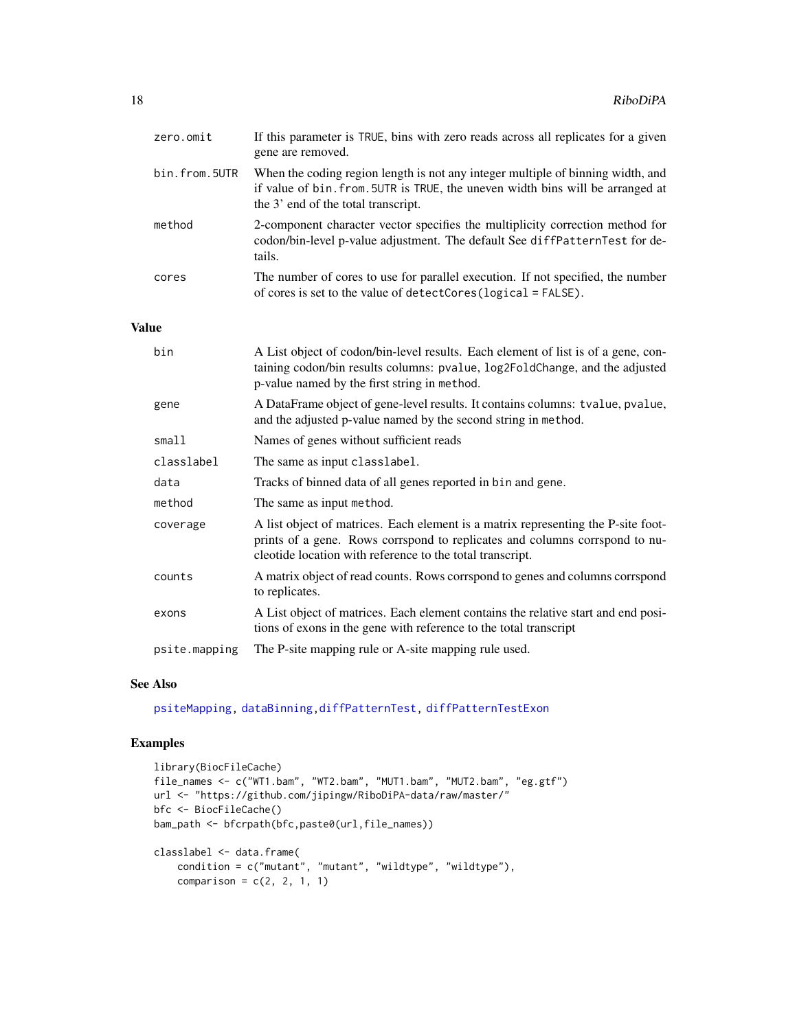| | |
|---|---|
| zero.omit | If this parameter is TRUE, bins with zero reads across all replicates for a given gene are removed. |
| bin.from.5UTR | When the coding region length is not any integer multiple of binning width, and if value of bin.from.5UTR is TRUE, the uneven width bins will be arranged at the 3' end of the total transcript. |
| method | 2-component character vector specifies the multiplicity correction method for codon/bin-level p-value adjustment. The default See diffPatternTest for details. |
| cores | The number of cores to use for parallel execution. If not specified, the number of cores is set to the value of detectCores(logical = FALSE). |

## Value

| | |
|---|---|
| bin | A List object of codon/bin-level results. Each element of list is of a gene, containing codon/bin results columns: pvalue, log2FoldChange, and the adjusted p-value named by the first string in method. |
| gene | A DataFrame object of gene-level results. It contains columns: tvalue, pvalue, and the adjusted p-value named by the second string in method. |
| small | Names of genes without sufficient reads |
| classlabel | The same as input classlabel. |
| data | Tracks of binned data of all genes reported in bin and gene. |
| method | The same as input method. |
| coverage | A list object of matrices. Each element is a matrix representing the P-site footprints of a gene. Rows corrspond to replicates and columns corrspond to nucleotide location with reference to the total transcript. |
| counts | A matrix object of read counts. Rows corrspond to genes and columns corrspond to replicates. |
| exons | A List object of matrices. Each element contains the relative start and end positions of exons in the gene with reference to the total transcript |
| psite.mapping | The P-site mapping rule or A-site mapping rule used. |

## See Also

psiteMapping, dataBinning, diffPatternTest, diffPatternTestExon

## Examples

```
library(BiocFileCache)
file_names <- c("WT1.bam", "WT2.bam", "MUT1.bam", "MUT2.bam", "eg.gtf")
url <- "https://github.com/jipingw/RiboDiPA-data/raw/master/"
bfc <- BiocFileCache()
bam_path <- bfcrpath(bfc,paste0(url,file_names))

classlabel <- data.frame(
    condition = c("mutant", "mutant", "wildtype", "wildtype"),
    comparison = c(2, 2, 1, 1)
```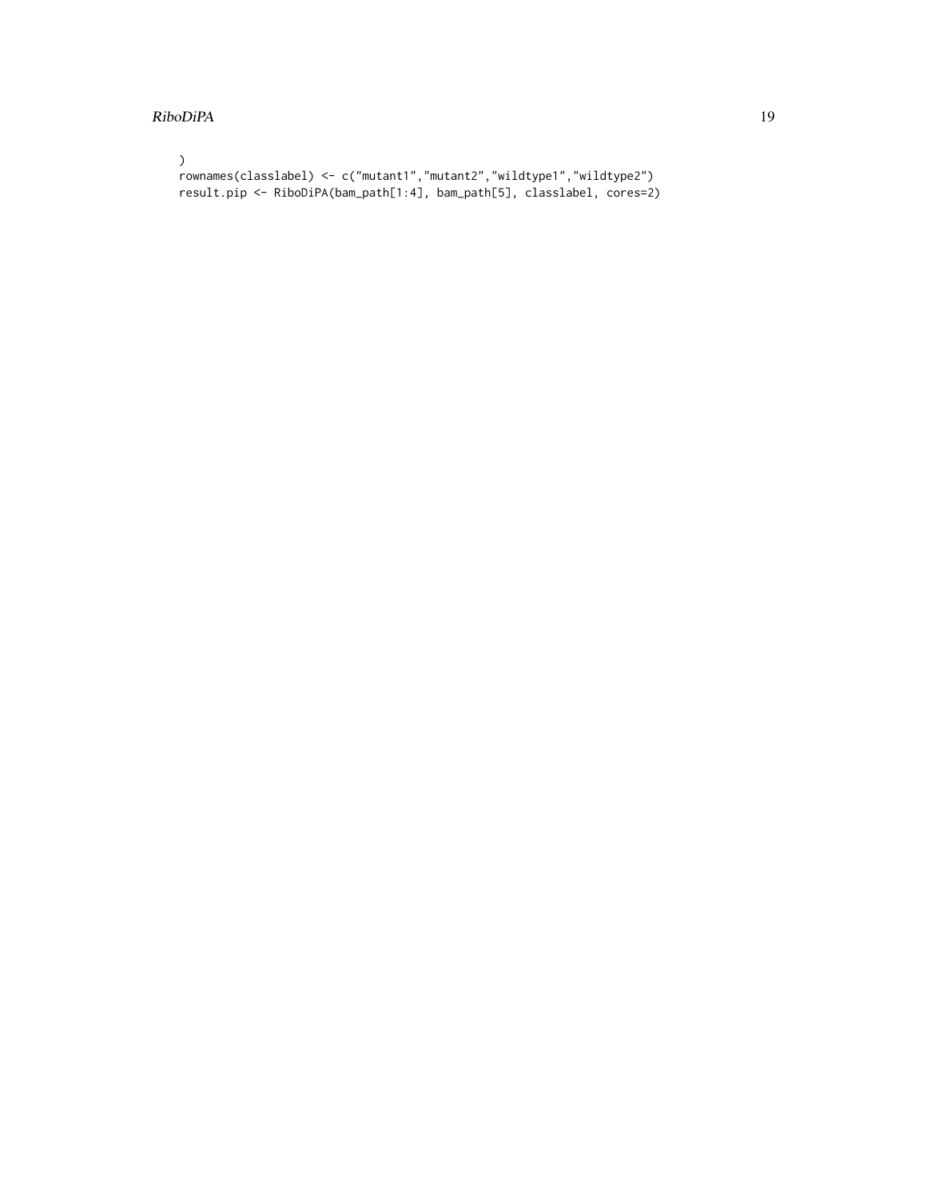```
)
rownames(classlabel) <- c("mutant1","mutant2","wildtype1","wildtype2")
result.pip <- RiboDiPA(bam_path[1:4], bam_path[5], classlabel, cores=2)
```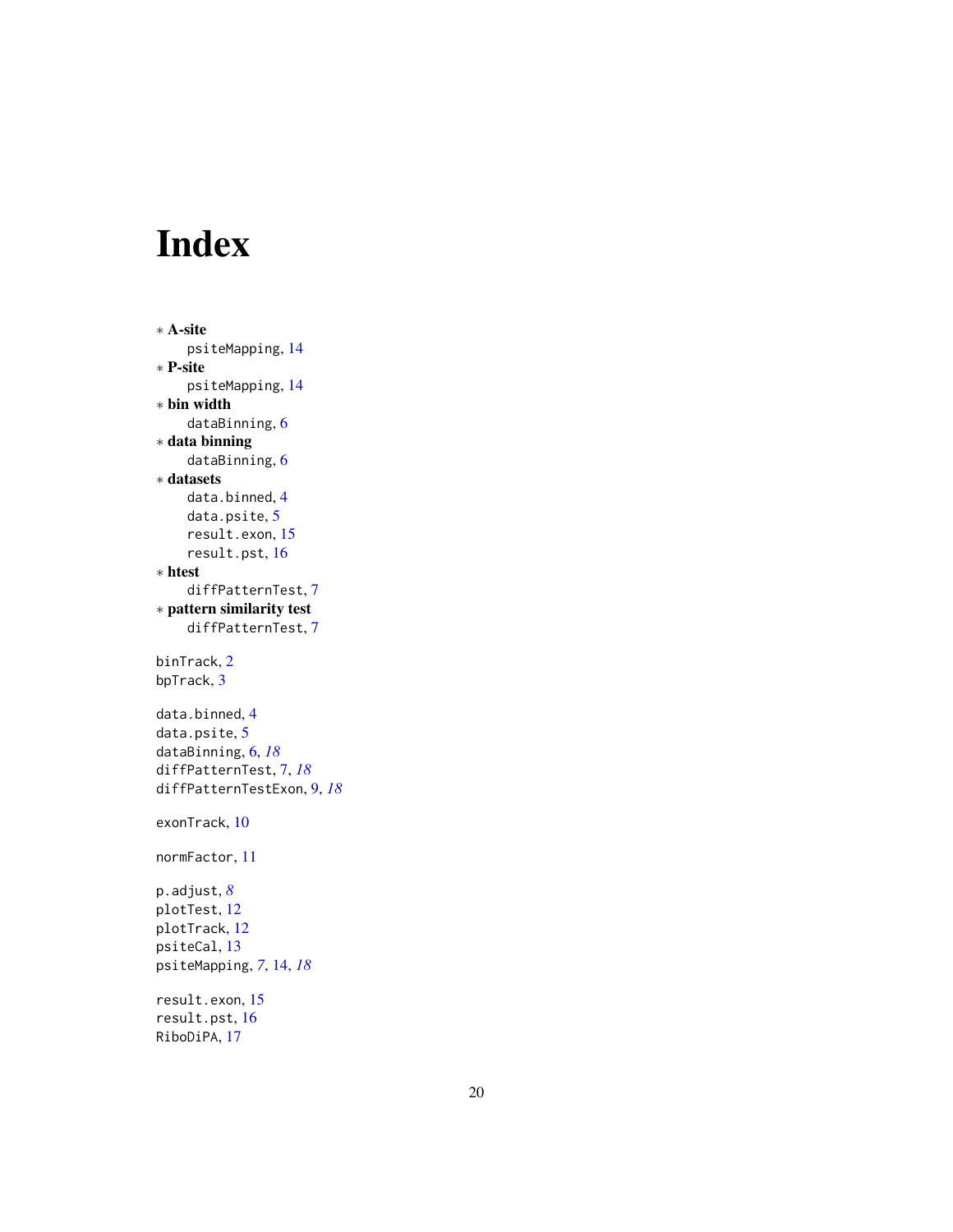# Index

∗ **A-site**
  psiteMapping, 14
∗ **P-site**
  psiteMapping, 14
∗ **bin width**
  dataBinning, 6
∗ **data binning**
  dataBinning, 6
∗ **datasets**
  data.binned, 4
  data.psite, 5
  result.exon, 15
  result.pst, 16
∗ **htest**
  diffPatternTest, 7
∗ **pattern similarity test**
  diffPatternTest, 7

binTrack, 2
bpTrack, 3

data.binned, 4
data.psite, 5
dataBinning, 6, *18*
diffPatternTest, 7, *18*
diffPatternTestExon, 9, *18*

exonTrack, 10

normFactor, 11

p.adjust, *8*
plotTest, 12
plotTrack, 12
psiteCal, 13
psiteMapping, *7*, 14, *18*

result.exon, 15
result.pst, 16
RiboDiPA, 17